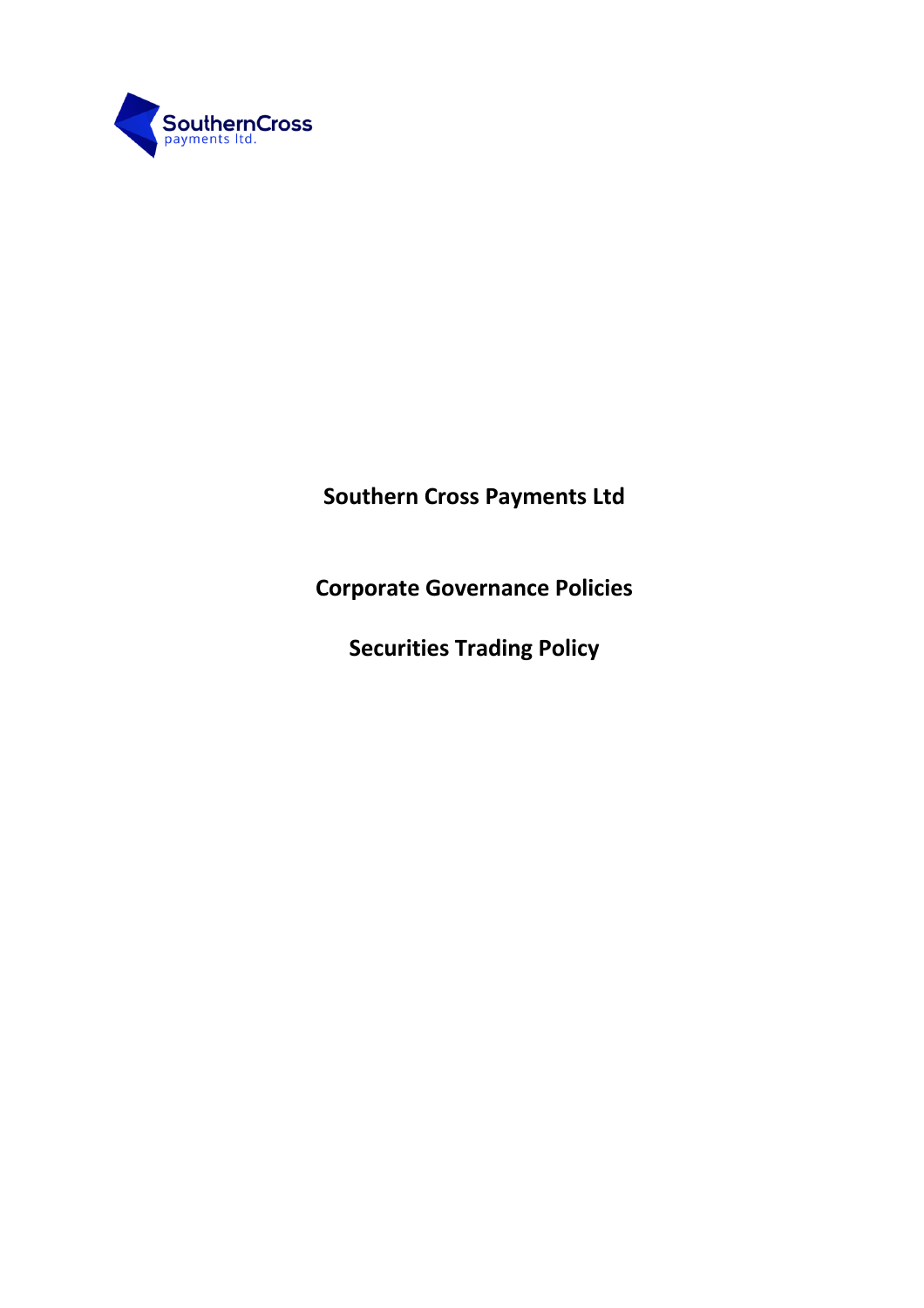SouthernCross
payments ltd.

# Southern Cross Payments Ltd

## Corporate Governance Policies

## Securities Trading Policy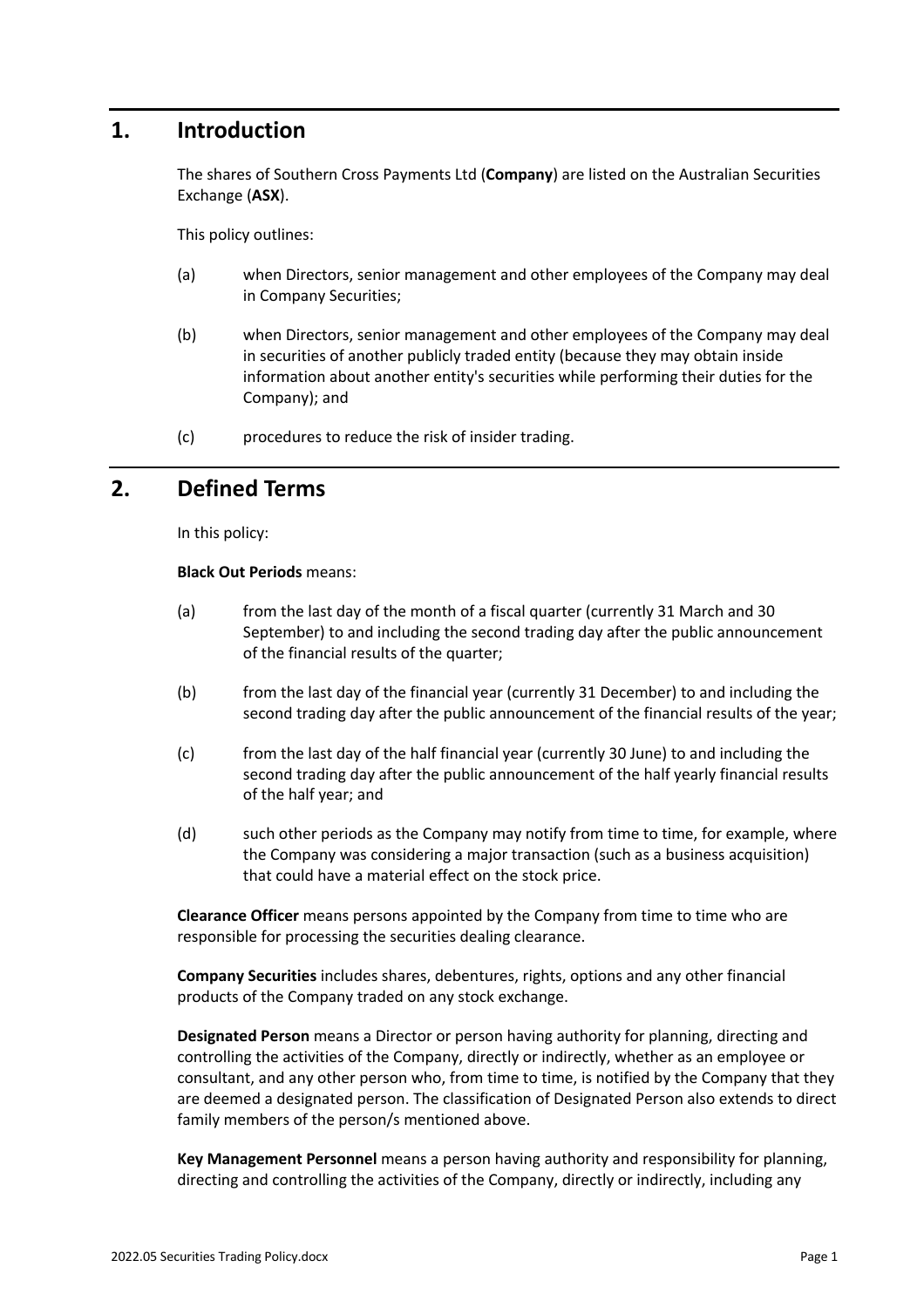## 1. Introduction

The shares of Southern Cross Payments Ltd (**Company**) are listed on the Australian Securities Exchange (**ASX**).

This policy outlines:

(a) when Directors, senior management and other employees of the Company may deal in Company Securities;

(b) when Directors, senior management and other employees of the Company may deal in securities of another publicly traded entity (because they may obtain inside information about another entity's securities while performing their duties for the Company); and

(c) procedures to reduce the risk of insider trading.

## 2. Defined Terms

In this policy:

**Black Out Periods** means:

(a) from the last day of the month of a fiscal quarter (currently 31 March and 30 September) to and including the second trading day after the public announcement of the financial results of the quarter;

(b) from the last day of the financial year (currently 31 December) to and including the second trading day after the public announcement of the financial results of the year;

(c) from the last day of the half financial year (currently 30 June) to and including the second trading day after the public announcement of the half yearly financial results of the half year; and

(d) such other periods as the Company may notify from time to time, for example, where the Company was considering a major transaction (such as a business acquisition) that could have a material effect on the stock price.

**Clearance Officer** means persons appointed by the Company from time to time who are responsible for processing the securities dealing clearance.

**Company Securities** includes shares, debentures, rights, options and any other financial products of the Company traded on any stock exchange.

**Designated Person** means a Director or person having authority for planning, directing and controlling the activities of the Company, directly or indirectly, whether as an employee or consultant, and any other person who, from time to time, is notified by the Company that they are deemed a designated person. The classification of Designated Person also extends to direct family members of the person/s mentioned above.

**Key Management Personnel** means a person having authority and responsibility for planning, directing and controlling the activities of the Company, directly or indirectly, including any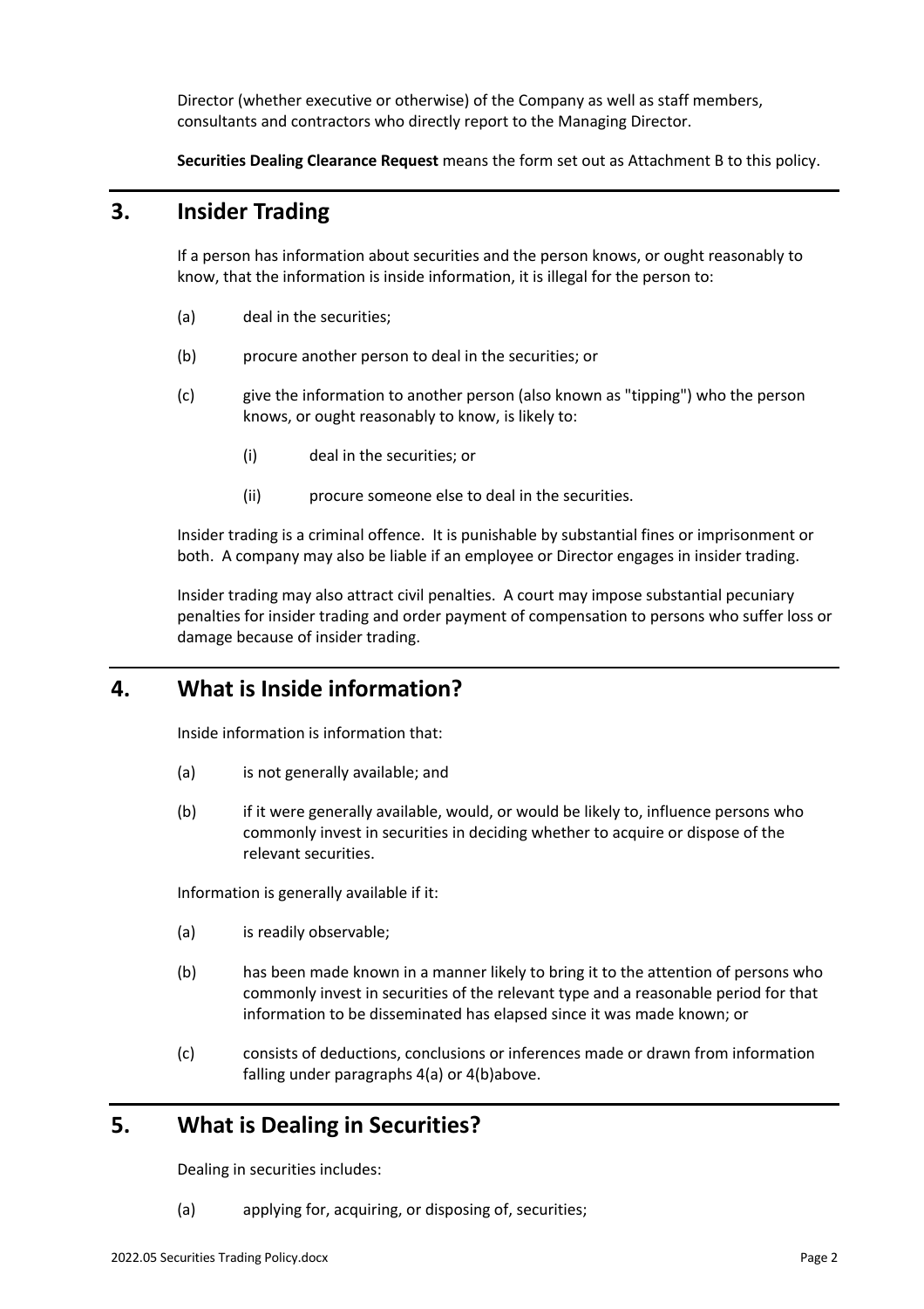Director (whether executive or otherwise) of the Company as well as staff members, consultants and contractors who directly report to the Managing Director.

**Securities Dealing Clearance Request** means the form set out as Attachment B to this policy.

## 3. Insider Trading

If a person has information about securities and the person knows, or ought reasonably to know, that the information is inside information, it is illegal for the person to:

(a) deal in the securities;

(b) procure another person to deal in the securities; or

(c) give the information to another person (also known as "tipping") who the person knows, or ought reasonably to know, is likely to:

  (i) deal in the securities; or

  (ii) procure someone else to deal in the securities.

Insider trading is a criminal offence. It is punishable by substantial fines or imprisonment or both. A company may also be liable if an employee or Director engages in insider trading.

Insider trading may also attract civil penalties. A court may impose substantial pecuniary penalties for insider trading and order payment of compensation to persons who suffer loss or damage because of insider trading.

## 4. What is Inside information?

Inside information is information that:

(a) is not generally available; and

(b) if it were generally available, would, or would be likely to, influence persons who commonly invest in securities in deciding whether to acquire or dispose of the relevant securities.

Information is generally available if it:

(a) is readily observable;

(b) has been made known in a manner likely to bring it to the attention of persons who commonly invest in securities of the relevant type and a reasonable period for that information to be disseminated has elapsed since it was made known; or

(c) consists of deductions, conclusions or inferences made or drawn from information falling under paragraphs 4(a) or 4(b)above.

## 5. What is Dealing in Securities?

Dealing in securities includes:

(a) applying for, acquiring, or disposing of, securities;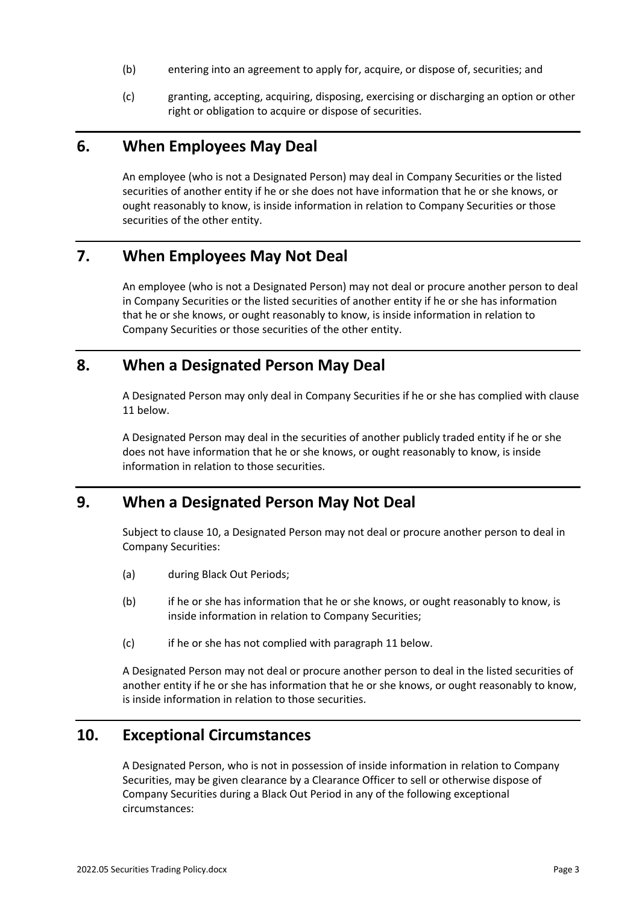(b) entering into an agreement to apply for, acquire, or dispose of, securities; and

(c) granting, accepting, acquiring, disposing, exercising or discharging an option or other right or obligation to acquire or dispose of securities.

## 6. When Employees May Deal

An employee (who is not a Designated Person) may deal in Company Securities or the listed securities of another entity if he or she does not have information that he or she knows, or ought reasonably to know, is inside information in relation to Company Securities or those securities of the other entity.

## 7. When Employees May Not Deal

An employee (who is not a Designated Person) may not deal or procure another person to deal in Company Securities or the listed securities of another entity if he or she has information that he or she knows, or ought reasonably to know, is inside information in relation to Company Securities or those securities of the other entity.

## 8. When a Designated Person May Deal

A Designated Person may only deal in Company Securities if he or she has complied with clause 11 below.

A Designated Person may deal in the securities of another publicly traded entity if he or she does not have information that he or she knows, or ought reasonably to know, is inside information in relation to those securities.

## 9. When a Designated Person May Not Deal

Subject to clause 10, a Designated Person may not deal or procure another person to deal in Company Securities:

(a) during Black Out Periods;

(b) if he or she has information that he or she knows, or ought reasonably to know, is inside information in relation to Company Securities;

(c) if he or she has not complied with paragraph 11 below.

A Designated Person may not deal or procure another person to deal in the listed securities of another entity if he or she has information that he or she knows, or ought reasonably to know, is inside information in relation to those securities.

## 10. Exceptional Circumstances

A Designated Person, who is not in possession of inside information in relation to Company Securities, may be given clearance by a Clearance Officer to sell or otherwise dispose of Company Securities during a Black Out Period in any of the following exceptional circumstances: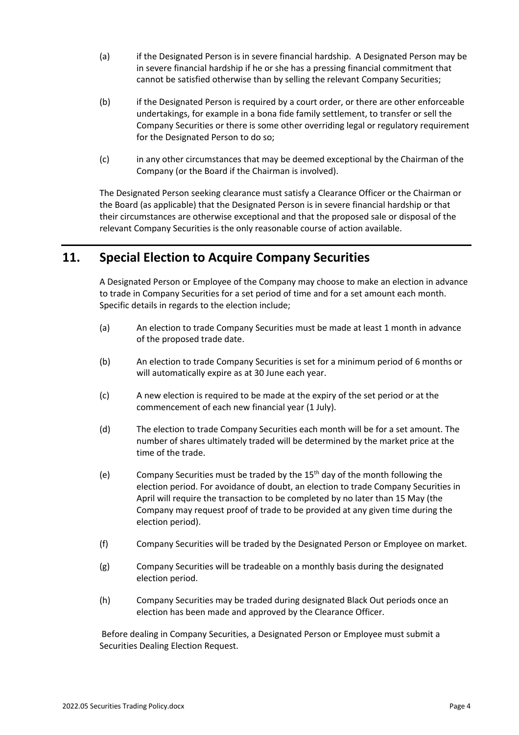(a) if the Designated Person is in severe financial hardship. A Designated Person may be in severe financial hardship if he or she has a pressing financial commitment that cannot be satisfied otherwise than by selling the relevant Company Securities;

(b) if the Designated Person is required by a court order, or there are other enforceable undertakings, for example in a bona fide family settlement, to transfer or sell the Company Securities or there is some other overriding legal or regulatory requirement for the Designated Person to do so;

(c) in any other circumstances that may be deemed exceptional by the Chairman of the Company (or the Board if the Chairman is involved).

The Designated Person seeking clearance must satisfy a Clearance Officer or the Chairman or the Board (as applicable) that the Designated Person is in severe financial hardship or that their circumstances are otherwise exceptional and that the proposed sale or disposal of the relevant Company Securities is the only reasonable course of action available.

## 11. Special Election to Acquire Company Securities

A Designated Person or Employee of the Company may choose to make an election in advance to trade in Company Securities for a set period of time and for a set amount each month. Specific details in regards to the election include;

(a) An election to trade Company Securities must be made at least 1 month in advance of the proposed trade date.

(b) An election to trade Company Securities is set for a minimum period of 6 months or will automatically expire as at 30 June each year.

(c) A new election is required to be made at the expiry of the set period or at the commencement of each new financial year (1 July).

(d) The election to trade Company Securities each month will be for a set amount. The number of shares ultimately traded will be determined by the market price at the time of the trade.

(e) Company Securities must be traded by the 15th day of the month following the election period. For avoidance of doubt, an election to trade Company Securities in April will require the transaction to be completed by no later than 15 May (the Company may request proof of trade to be provided at any given time during the election period).

(f) Company Securities will be traded by the Designated Person or Employee on market.

(g) Company Securities will be tradeable on a monthly basis during the designated election period.

(h) Company Securities may be traded during designated Black Out periods once an election has been made and approved by the Clearance Officer.

Before dealing in Company Securities, a Designated Person or Employee must submit a Securities Dealing Election Request.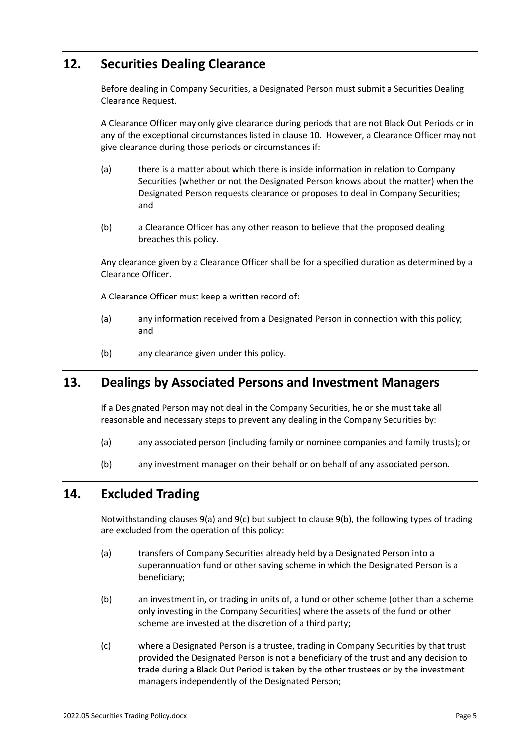## 12. Securities Dealing Clearance

Before dealing in Company Securities, a Designated Person must submit a Securities Dealing Clearance Request.

A Clearance Officer may only give clearance during periods that are not Black Out Periods or in any of the exceptional circumstances listed in clause 10. However, a Clearance Officer may not give clearance during those periods or circumstances if:

(a) there is a matter about which there is inside information in relation to Company Securities (whether or not the Designated Person knows about the matter) when the Designated Person requests clearance or proposes to deal in Company Securities; and

(b) a Clearance Officer has any other reason to believe that the proposed dealing breaches this policy.

Any clearance given by a Clearance Officer shall be for a specified duration as determined by a Clearance Officer.

A Clearance Officer must keep a written record of:

(a) any information received from a Designated Person in connection with this policy; and

(b) any clearance given under this policy.

## 13. Dealings by Associated Persons and Investment Managers

If a Designated Person may not deal in the Company Securities, he or she must take all reasonable and necessary steps to prevent any dealing in the Company Securities by:

(a) any associated person (including family or nominee companies and family trusts); or

(b) any investment manager on their behalf or on behalf of any associated person.

## 14. Excluded Trading

Notwithstanding clauses 9(a) and 9(c) but subject to clause 9(b), the following types of trading are excluded from the operation of this policy:

(a) transfers of Company Securities already held by a Designated Person into a superannuation fund or other saving scheme in which the Designated Person is a beneficiary;

(b) an investment in, or trading in units of, a fund or other scheme (other than a scheme only investing in the Company Securities) where the assets of the fund or other scheme are invested at the discretion of a third party;

(c) where a Designated Person is a trustee, trading in Company Securities by that trust provided the Designated Person is not a beneficiary of the trust and any decision to trade during a Black Out Period is taken by the other trustees or by the investment managers independently of the Designated Person;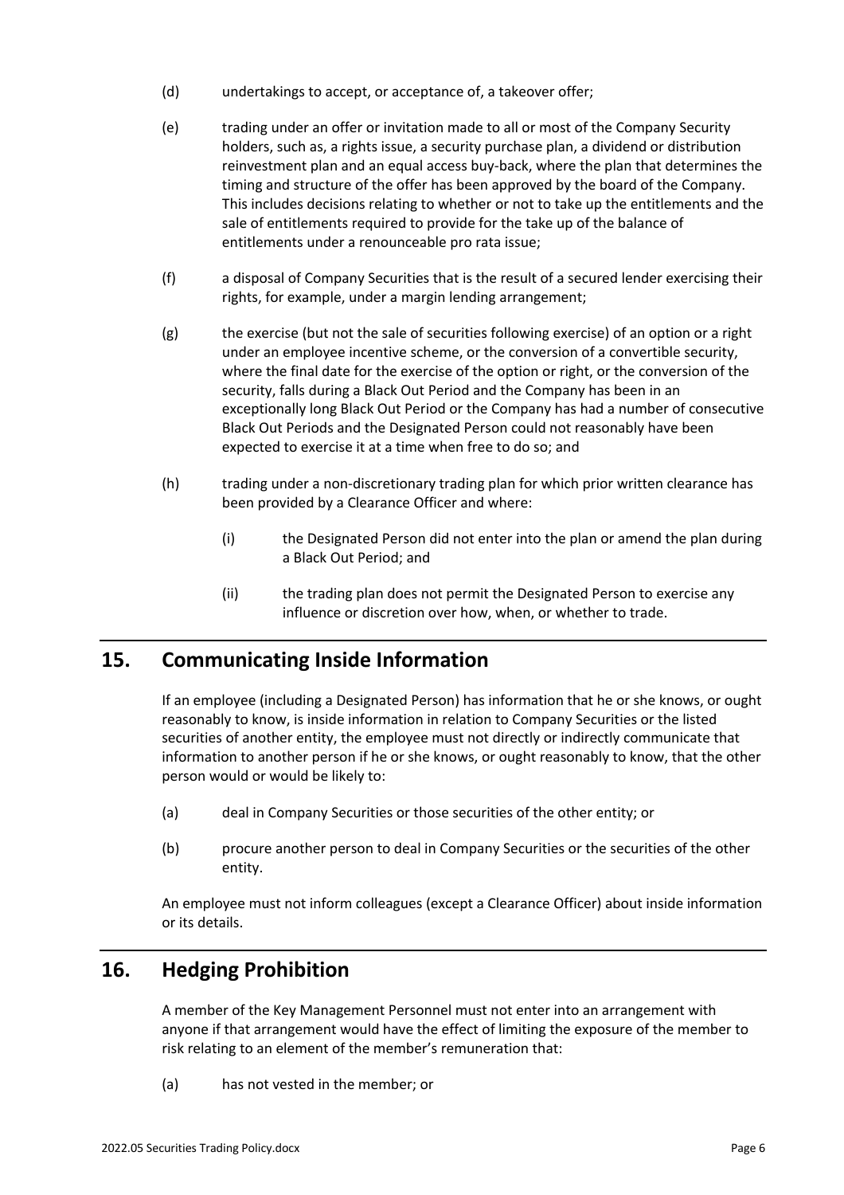(d) undertakings to accept, or acceptance of, a takeover offer;

(e) trading under an offer or invitation made to all or most of the Company Security holders, such as, a rights issue, a security purchase plan, a dividend or distribution reinvestment plan and an equal access buy-back, where the plan that determines the timing and structure of the offer has been approved by the board of the Company. This includes decisions relating to whether or not to take up the entitlements and the sale of entitlements required to provide for the take up of the balance of entitlements under a renounceable pro rata issue;

(f) a disposal of Company Securities that is the result of a secured lender exercising their rights, for example, under a margin lending arrangement;

(g) the exercise (but not the sale of securities following exercise) of an option or a right under an employee incentive scheme, or the conversion of a convertible security, where the final date for the exercise of the option or right, or the conversion of the security, falls during a Black Out Period and the Company has been in an exceptionally long Black Out Period or the Company has had a number of consecutive Black Out Periods and the Designated Person could not reasonably have been expected to exercise it at a time when free to do so; and

(h) trading under a non-discretionary trading plan for which prior written clearance has been provided by a Clearance Officer and where:

   (i) the Designated Person did not enter into the plan or amend the plan during a Black Out Period; and

   (ii) the trading plan does not permit the Designated Person to exercise any influence or discretion over how, when, or whether to trade.

## 15. Communicating Inside Information

If an employee (including a Designated Person) has information that he or she knows, or ought reasonably to know, is inside information in relation to Company Securities or the listed securities of another entity, the employee must not directly or indirectly communicate that information to another person if he or she knows, or ought reasonably to know, that the other person would or would be likely to:

(a) deal in Company Securities or those securities of the other entity; or

(b) procure another person to deal in Company Securities or the securities of the other entity.

An employee must not inform colleagues (except a Clearance Officer) about inside information or its details.

## 16. Hedging Prohibition

A member of the Key Management Personnel must not enter into an arrangement with anyone if that arrangement would have the effect of limiting the exposure of the member to risk relating to an element of the member's remuneration that:

(a) has not vested in the member; or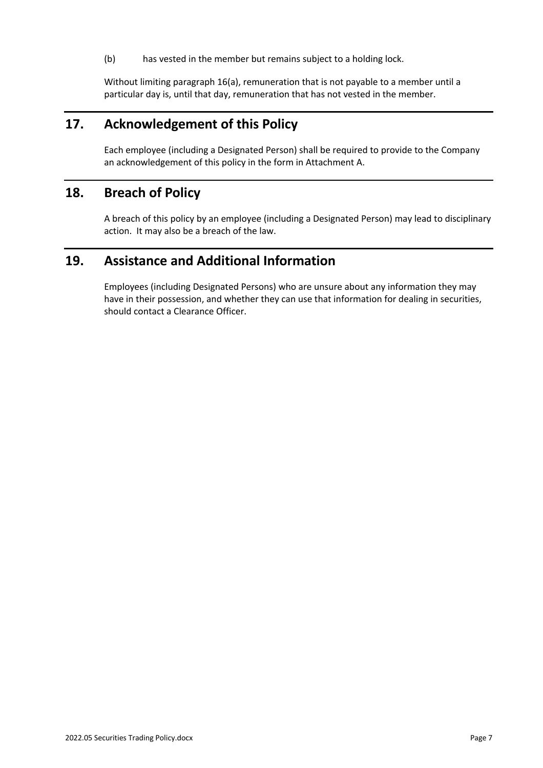(b) has vested in the member but remains subject to a holding lock.

Without limiting paragraph 16(a), remuneration that is not payable to a member until a particular day is, until that day, remuneration that has not vested in the member.

## 17. Acknowledgement of this Policy

Each employee (including a Designated Person) shall be required to provide to the Company an acknowledgement of this policy in the form in Attachment A.

## 18. Breach of Policy

A breach of this policy by an employee (including a Designated Person) may lead to disciplinary action. It may also be a breach of the law.

## 19. Assistance and Additional Information

Employees (including Designated Persons) who are unsure about any information they may have in their possession, and whether they can use that information for dealing in securities, should contact a Clearance Officer.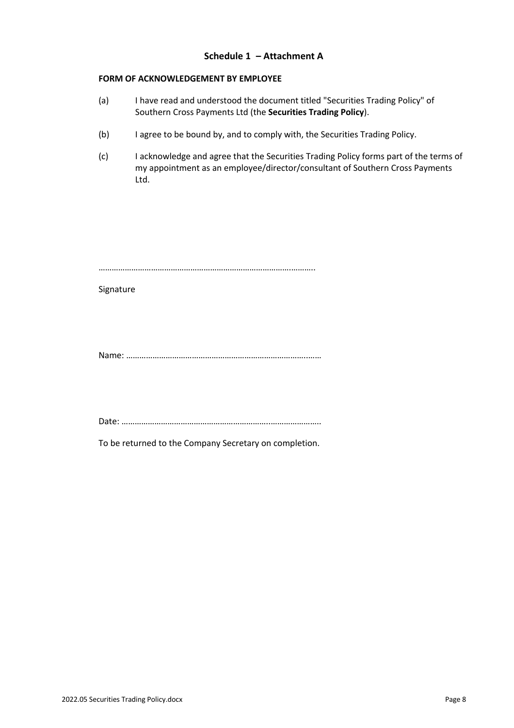## Schedule 1 – Attachment A

**FORM OF ACKNOWLEDGEMENT BY EMPLOYEE**

(a) I have read and understood the document titled "Securities Trading Policy" of Southern Cross Payments Ltd (the **Securities Trading Policy**).

(b) I agree to be bound by, and to comply with, the Securities Trading Policy.

(c) I acknowledge and agree that the Securities Trading Policy forms part of the terms of my appointment as an employee/director/consultant of Southern Cross Payments Ltd.

……………………………………………………………………………………….

Signature

Name: ……………………………………………………………………………

Date: ……………………………………………………………………………….

To be returned to the Company Secretary on completion.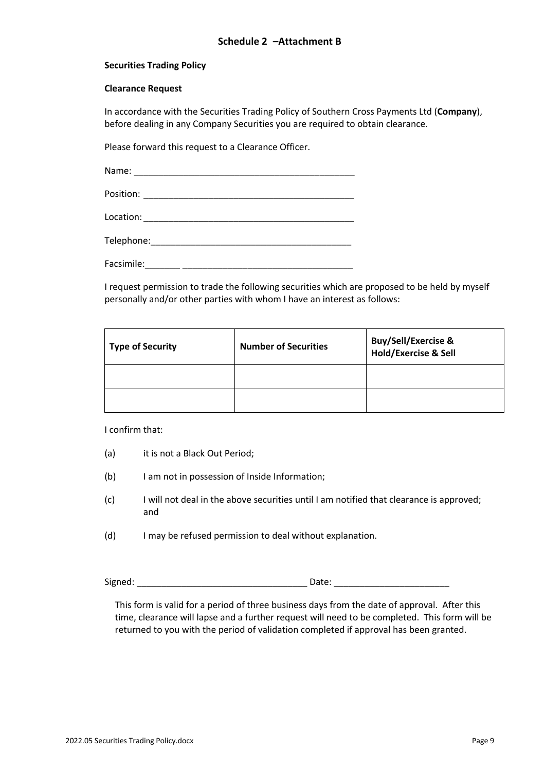## Schedule 2 –Attachment B

**Securities Trading Policy**

**Clearance Request**

In accordance with the Securities Trading Policy of Southern Cross Payments Ltd (**Company**), before dealing in any Company Securities you are required to obtain clearance.

Please forward this request to a Clearance Officer.

Name: _____________________________________________

Position: ___________________________________________

Location: ___________________________________________

Telephone:_________________________________________

Facsimile:_______ ___________________________________

I request permission to trade the following securities which are proposed to be held by myself personally and/or other parties with whom I have an interest as follows:

| **Type of Security** | **Number of Securities** | **Buy/Sell/Exercise & Hold/Exercise & Sell** |
|---|---|---|
| | | |
| | | |

I confirm that:

(a) it is not a Black Out Period;

(b) I am not in possession of Inside Information;

(c) I will not deal in the above securities until I am notified that clearance is approved; and

(d) I may be refused permission to deal without explanation.

Signed: __________________________________ Date: _______________________

This form is valid for a period of three business days from the date of approval. After this time, clearance will lapse and a further request will need to be completed. This form will be returned to you with the period of validation completed if approval has been granted.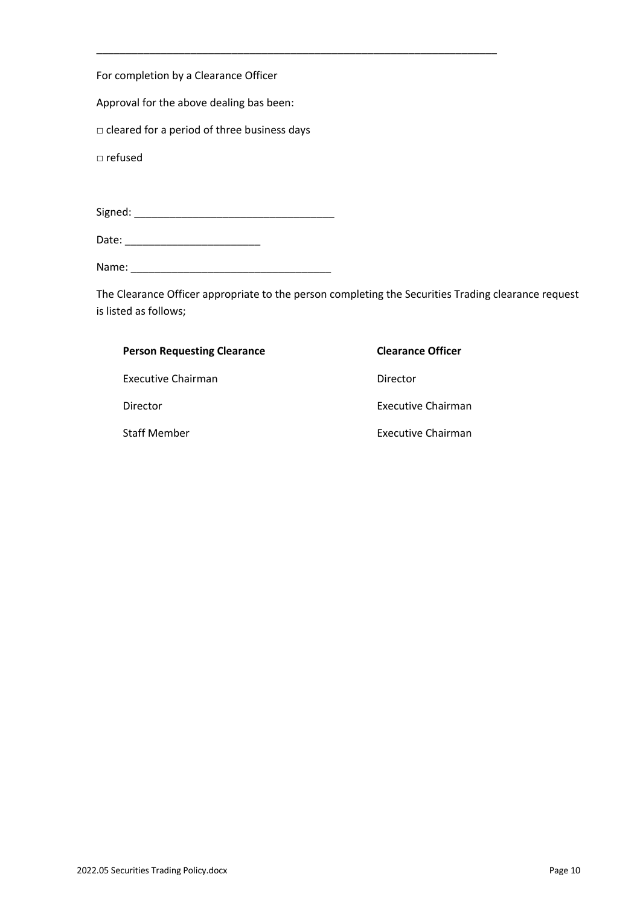---

For completion by a Clearance Officer

Approval for the above dealing bas been:

□ cleared for a period of three business days

□ refused

Signed: ________________________________

Date: ______________________

Name: _________________________________

The Clearance Officer appropriate to the person completing the Securities Trading clearance request is listed as follows;

| **Person Requesting Clearance** | **Clearance Officer** |
| --- | --- |
| Executive Chairman | Director |
| Director | Executive Chairman |
| Staff Member | Executive Chairman |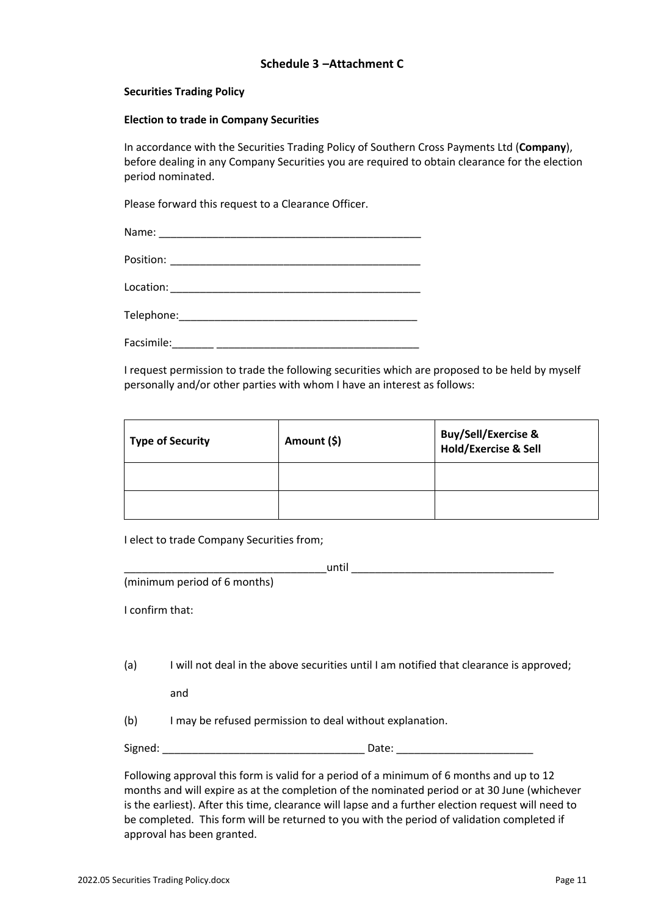## Schedule 3 –Attachment C

**Securities Trading Policy**

**Election to trade in Company Securities**

In accordance with the Securities Trading Policy of Southern Cross Payments Ltd (**Company**), before dealing in any Company Securities you are required to obtain clearance for the election period nominated.

Please forward this request to a Clearance Officer.

Name: ______________________________________________

Position: ___________________________________________

Location: ___________________________________________

Telephone:__________________________________________

Facsimile:_______ ___________________________________

I request permission to trade the following securities which are proposed to be held by myself personally and/or other parties with whom I have an interest as follows:

| Type of Security | Amount ($) | Buy/Sell/Exercise & Hold/Exercise & Sell |
|---|---|---|
| | | |
| | | |

I elect to trade Company Securities from;

__________________________________until __________________________________
(minimum period of 6 months)

I confirm that:

(a) I will not deal in the above securities until I am notified that clearance is approved;

and

(b) I may be refused permission to deal without explanation.

Signed: __________________________________ Date: _______________________

Following approval this form is valid for a period of a minimum of 6 months and up to 12 months and will expire as at the completion of the nominated period or at 30 June (whichever is the earliest). After this time, clearance will lapse and a further election request will need to be completed. This form will be returned to you with the period of validation completed if approval has been granted.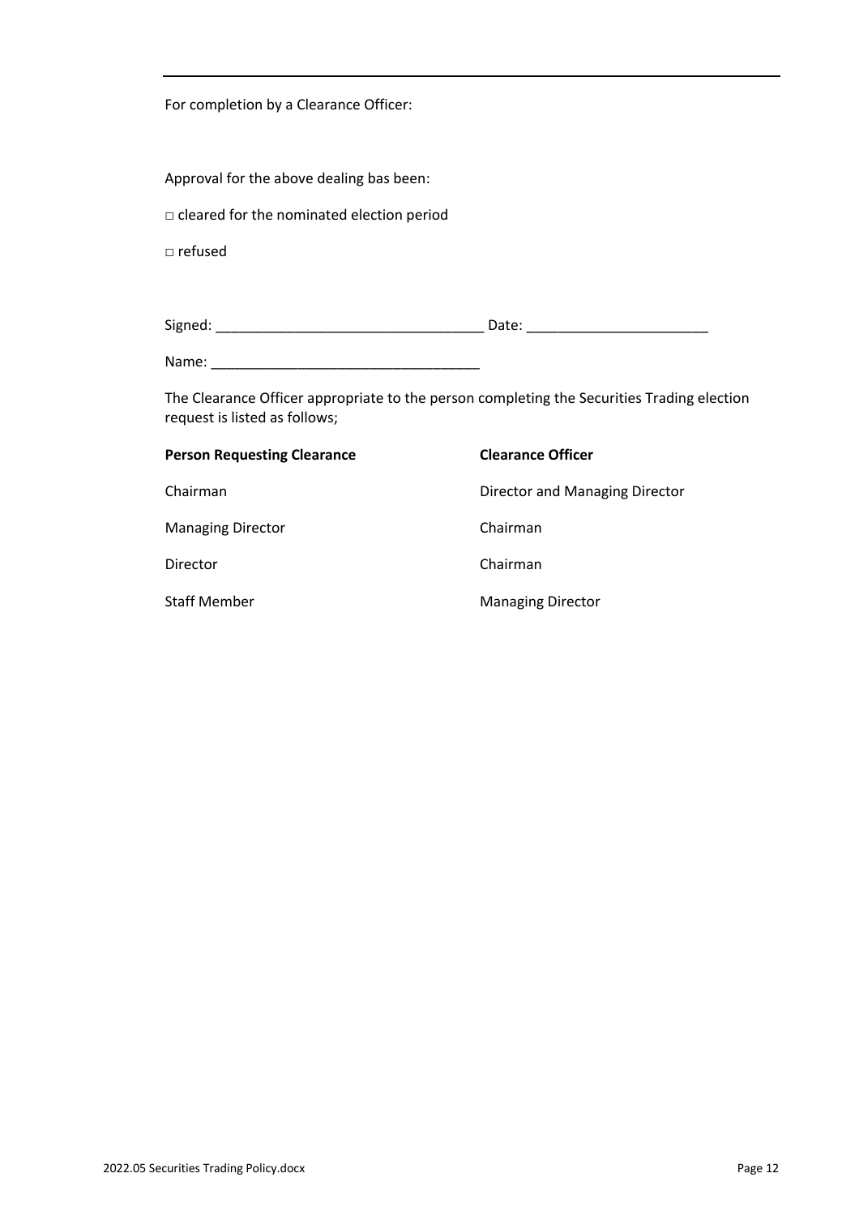For completion by a Clearance Officer:

Approval for the above dealing bas been:

□ cleared for the nominated election period

□ refused

Signed: __________________________________ Date: _______________________

Name: __________________________________

The Clearance Officer appropriate to the person completing the Securities Trading election request is listed as follows;

| **Person Requesting Clearance** | **Clearance Officer** |
| --- | --- |
| Chairman | Director and Managing Director |
| Managing Director | Chairman |
| Director | Chairman |
| Staff Member | Managing Director |